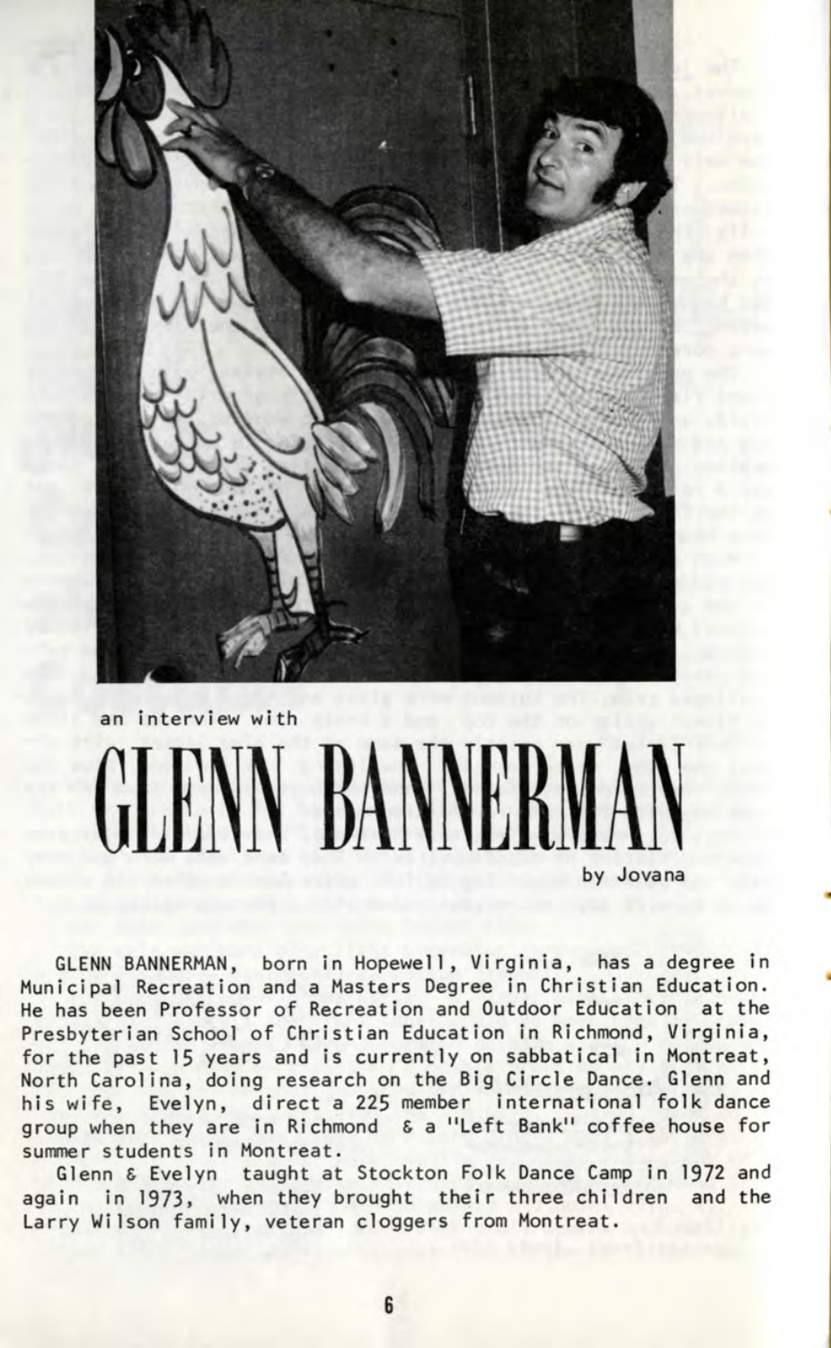an interview with

# GLENN BANNERMAN

by Jovana

GLENN BANNERMAN, born in Hopewell, Virginia, has a degree in Municipal Recreation and a Masters Degree in Christian Education. He has been Professor of Recreation and Outdoor Education at the Presbyterian School of Christian Education in Richmond, Virginia, for the past 15 years and is currently on sabbatical in Montreat, North Carolina, doing research on the Big Circle Dance. Glenn and his wife, Evelyn, direct a 225 member international folk dance group when they are in Richmond & a "Left Bank" coffee house for summer students in Montreat.

Glenn & Evelyn taught at Stockton Folk Dance Camp in 1972 and again in 1973, when they brought their three children and the Larry Wilson family, veteran cloggers from Montreat.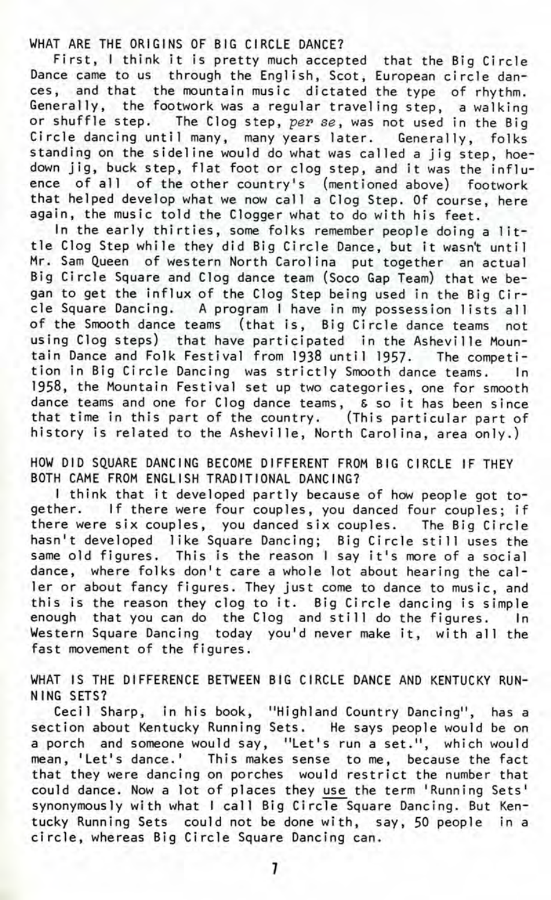## WHAT ARE THE ORIGINS OF BIG CIRCLE DANCE?

First, I think it is pretty much accepted that the Big Circle Dance came to us through the English, Scot, European circle dances, and that the mountain music dictated the type of rhythm. Generally, the footwork was a regular traveling step, a walking or shuffle step. The Clog step, *per se*, was not used in the Big Circle dancing until many, many years later. Generally, folks standing on the sideline would do what was called a jig step, hoedown jig, buck step, flat foot or clog step, and it was the influence of all of the other country's (mentioned above) footwork that helped develop what we now call a Clog Step. Of course, here again, the music told the Clogger what to do with his feet.

In the early thirties, some folks remember people doing a little Clog Step while they did Big Circle Dance, but it wasn't until Mr. Sam Queen of western North Carolina put together an actual Big Circle Square and Clog dance team (Soco Gap Team) that we began to get the influx of the Clog Step being used in the Big Circle Square Dancing. A program I have in my possession lists all of the Smooth dance teams (that is, Big Circle dance teams not using Clog steps) that have participated in the Asheville Mountain Dance and Folk Festival from 1938 until 1957. The competition in Big Circle Dancing was strictly Smooth dance teams. In 1958, the Mountain Festival set up two categories, one for smooth dance teams and one for Clog dance teams, & so it has been since that time in this part of the country. (This particular part of history is related to the Asheville, North Carolina, area only.)

## HOW DID SQUARE DANCING BECOME DIFFERENT FROM BIG CIRCLE IF THEY BOTH CAME FROM ENGLISH TRADITIONAL DANCING?

I think that it developed partly because of how people got together. If there were four couples, you danced four couples; if there were six couples, you danced six couples. The Big Circle hasn't developed like Square Dancing; Big Circle still uses the same old figures. This is the reason I say it's more of a social dance, where folks don't care a whole lot about hearing the caller or about fancy figures. They just come to dance to music, and this is the reason they clog to it. Big Circle dancing is simple enough that you can do the Clog and still do the figures. In Western Square Dancing today you'd never make it, with all the fast movement of the figures.

## WHAT IS THE DIFFERENCE BETWEEN BIG CIRCLE DANCE AND KENTUCKY RUNNING SETS?

Cecil Sharp, in his book, "Highland Country Dancing", has a section about Kentucky Running Sets. He says people would be on a porch and someone would say, "Let's run a set.", which would mean, 'Let's dance.' This makes sense to me, because the fact that they were dancing on porches would restrict the number that could dance. Now a lot of places they use the term 'Running Sets' synonymously with what I call Big Circle Square Dancing. But Kentucky Running Sets could not be done with, say, 50 people in a circle, whereas Big Circle Square Dancing can.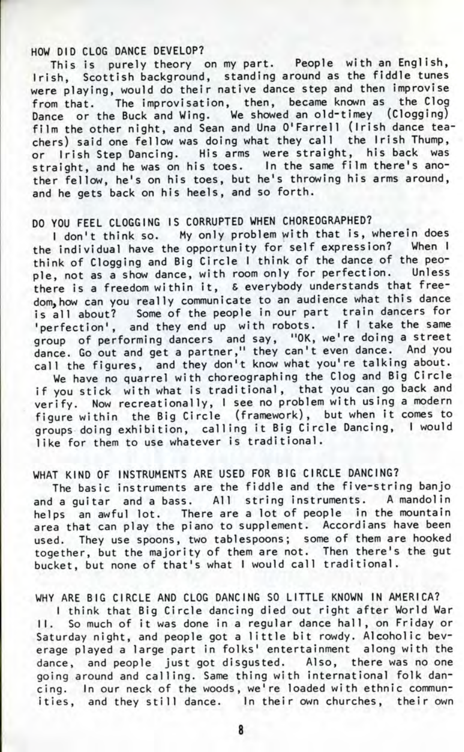## HOW DID CLOG DANCE DEVELOP?

This is purely theory on my part. People with an English, Irish, Scottish background, standing around as the fiddle tunes were playing, would do their native dance step and then improvise from that. The improvisation, then, became known as the Clog Dance or the Buck and Wing. We showed an old-timey (Clogging) film the other night, and Sean and Una O'Farrell (Irish dance teachers) said one fellow was doing what they call the Irish Thump, or Irish Step Dancing. His arms were straight, his back was straight, and he was on his toes. In the same film there's another fellow, he's on his toes, but he's throwing his arms around, and he gets back on his heels, and so forth.

## DO YOU FEEL CLOGGING IS CORRUPTED WHEN CHOREOGRAPHED?

I don't think so. My only problem with that is, wherein does the individual have the opportunity for self expression? When I think of Clogging and Big Circle I think of the dance of the people, not as a show dance, with room only for perfection. Unless there is a freedom within it, & everybody understands that freedom, how can you really communicate to an audience what this dance is all about? Some of the people in our part train dancers for 'perfection', and they end up with robots. If I take the same group of performing dancers and say, "OK, we're doing a street dance. Go out and get a partner," they can't even dance. And you call the figures, and they don't know what you're talking about.

We have no quarrel with choreographing the Clog and Big Circle if you stick with what is traditional, that you can go back and verify. Now recreationally, I see no problem with using a modern figure within the Big Circle (framework), but when it comes to groups doing exhibition, calling it Big Circle Dancing, I would like for them to use whatever is traditional.

## WHAT KIND OF INSTRUMENTS ARE USED FOR BIG CIRCLE DANCING?

The basic instruments are the fiddle and the five-string banjo and a guitar and a bass. All string instruments. A mandolin helps an awful lot. There are a lot of people in the mountain area that can play the piano to supplement. Accordians have been used. They use spoons, two tablespoons; some of them are hooked together, but the majority of them are not. Then there's the gut bucket, but none of that's what I would call traditional.

## WHY ARE BIG CIRCLE AND CLOG DANCING SO LITTLE KNOWN IN AMERICA?

I think that Big Circle dancing died out right after World War II. So much of it was done in a regular dance hall, on Friday or Saturday night, and people got a little bit rowdy. Alcoholic beverage played a large part in folks' entertainment along with the dance, and people just got disgusted. Also, there was no one going around and calling. Same thing with international folk dancing. In our neck of the woods, we're loaded with ethnic communities, and they still dance. In their own churches, their own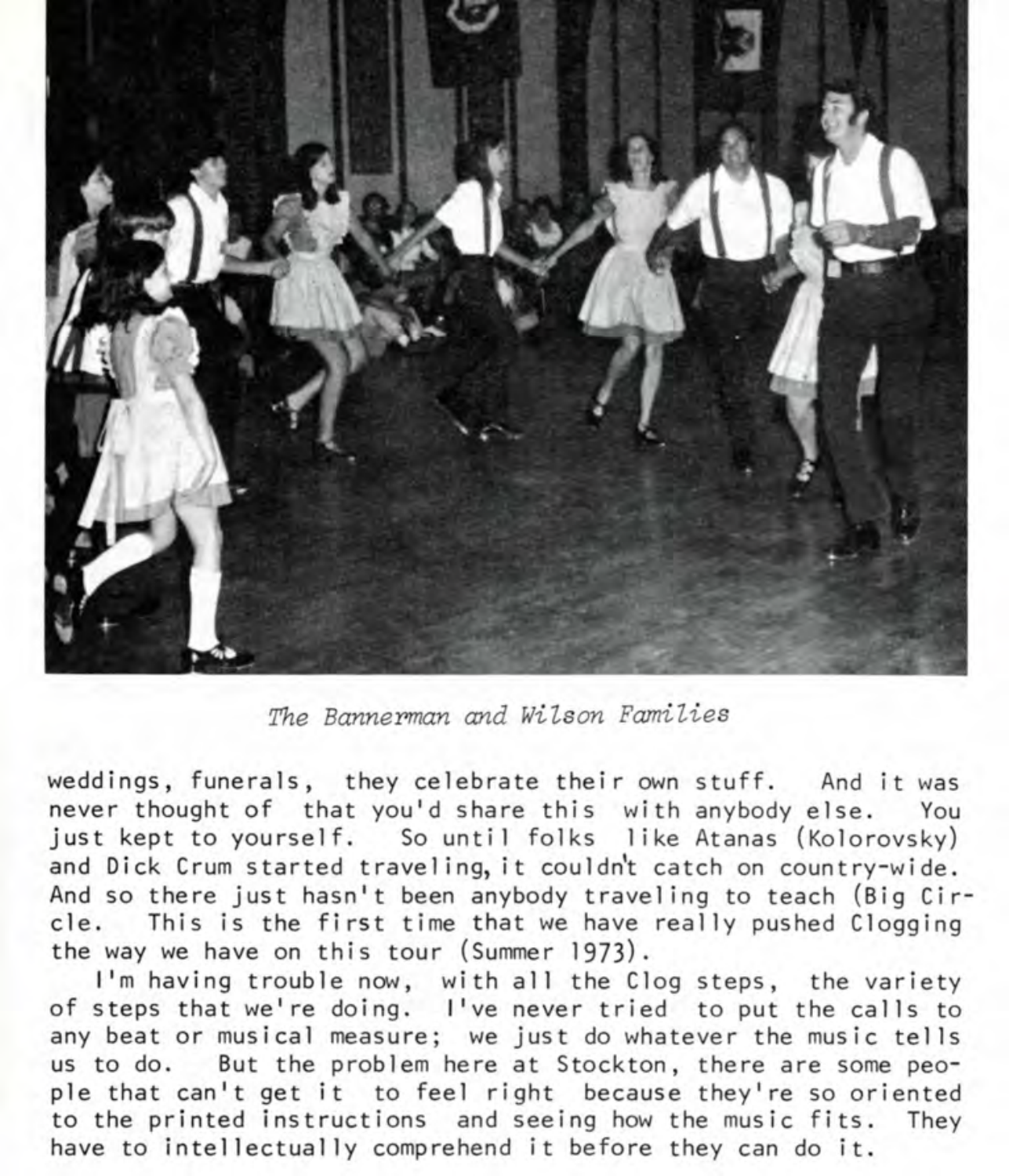*The Bannerman and Wilson Families*

weddings, funerals, they celebrate their own stuff. And it was never thought of that you'd share this with anybody else. You just kept to yourself. So until folks like Atanas (Kolorovsky) and Dick Crum started traveling, it couldn't catch on country-wide. And so there just hasn't been anybody traveling to teach (Big Circle. This is the first time that we have really pushed Clogging the way we have on this tour (Summer 1973).

I'm having trouble now, with all the Clog steps, the variety of steps that we're doing. I've never tried to put the calls to any beat or musical measure; we just do whatever the music tells us to do. But the problem here at Stockton, there are some people that can't get it to feel right because they're so oriented to the printed instructions and seeing how the music fits. They have to intellectually comprehend it before they can do it.